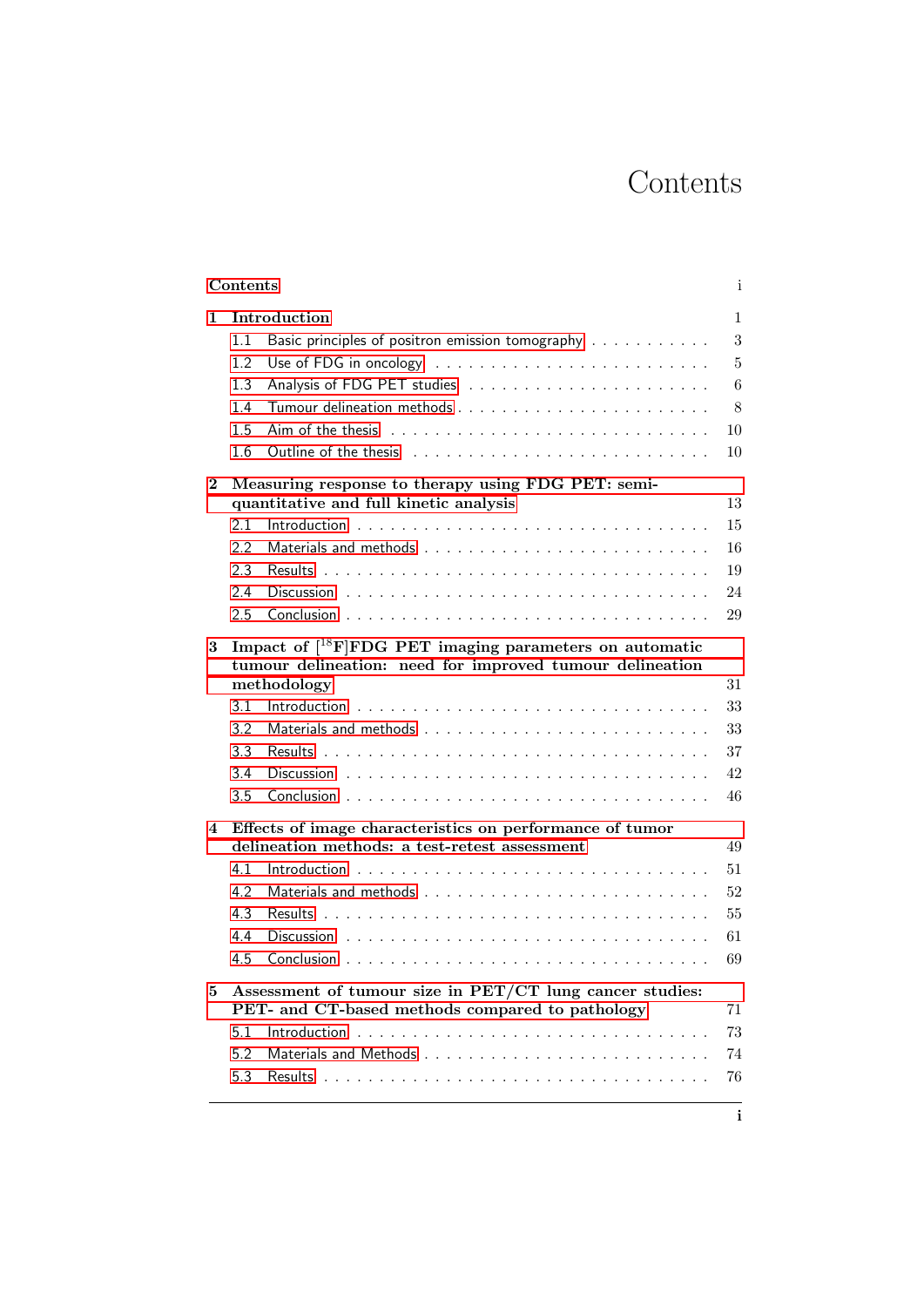# Contents

Contents i

**1 Introduction** 1

- 1.1 Basic principles of positron emission tomography . . . . . . . . . . . 3
- 1.2 Use of FDG in oncology . . . . . . . . . . . . . . . . . . . . . . . . . 5
- 1.3 Analysis of FDG PET studies . . . . . . . . . . . . . . . . . . . . . . 6
- 1.4 Tumour delineation methods . . . . . . . . . . . . . . . . . . . . . . . 8
- 1.5 Aim of the thesis . . . . . . . . . . . . . . . . . . . . . . . . . . . . 10
- 1.6 Outline of the thesis . . . . . . . . . . . . . . . . . . . . . . . . . . 10

**2 Measuring response to therapy using FDG PET: semi-quantitative and full kinetic analysis** 13

- 2.1 Introduction . . . . . . . . . . . . . . . . . . . . . . . . . . . . . . 15
- 2.2 Materials and methods . . . . . . . . . . . . . . . . . . . . . . . . . 16
- 2.3 Results . . . . . . . . . . . . . . . . . . . . . . . . . . . . . . . . . 19
- 2.4 Discussion . . . . . . . . . . . . . . . . . . . . . . . . . . . . . . . 24
- 2.5 Conclusion . . . . . . . . . . . . . . . . . . . . . . . . . . . . . . . 29

**3 Impact of [$^{18}$F]FDG PET imaging parameters on automatic tumour delineation: need for improved tumour delineation methodology** 31

- 3.1 Introduction . . . . . . . . . . . . . . . . . . . . . . . . . . . . . . 33
- 3.2 Materials and methods . . . . . . . . . . . . . . . . . . . . . . . . . 33
- 3.3 Results . . . . . . . . . . . . . . . . . . . . . . . . . . . . . . . . . 37
- 3.4 Discussion . . . . . . . . . . . . . . . . . . . . . . . . . . . . . . . 42
- 3.5 Conclusion . . . . . . . . . . . . . . . . . . . . . . . . . . . . . . . 46

**4 Effects of image characteristics on performance of tumor delineation methods: a test-retest assessment** 49

- 4.1 Introduction . . . . . . . . . . . . . . . . . . . . . . . . . . . . . . 51
- 4.2 Materials and methods . . . . . . . . . . . . . . . . . . . . . . . . . 52
- 4.3 Results . . . . . . . . . . . . . . . . . . . . . . . . . . . . . . . . . 55
- 4.4 Discussion . . . . . . . . . . . . . . . . . . . . . . . . . . . . . . . 61
- 4.5 Conclusion . . . . . . . . . . . . . . . . . . . . . . . . . . . . . . . 69

**5 Assessment of tumour size in PET/CT lung cancer studies: PET- and CT-based methods compared to pathology** 71

- 5.1 Introduction . . . . . . . . . . . . . . . . . . . . . . . . . . . . . . 73
- 5.2 Materials and Methods . . . . . . . . . . . . . . . . . . . . . . . . . 74
- 5.3 Results . . . . . . . . . . . . . . . . . . . . . . . . . . . . . . . . . 76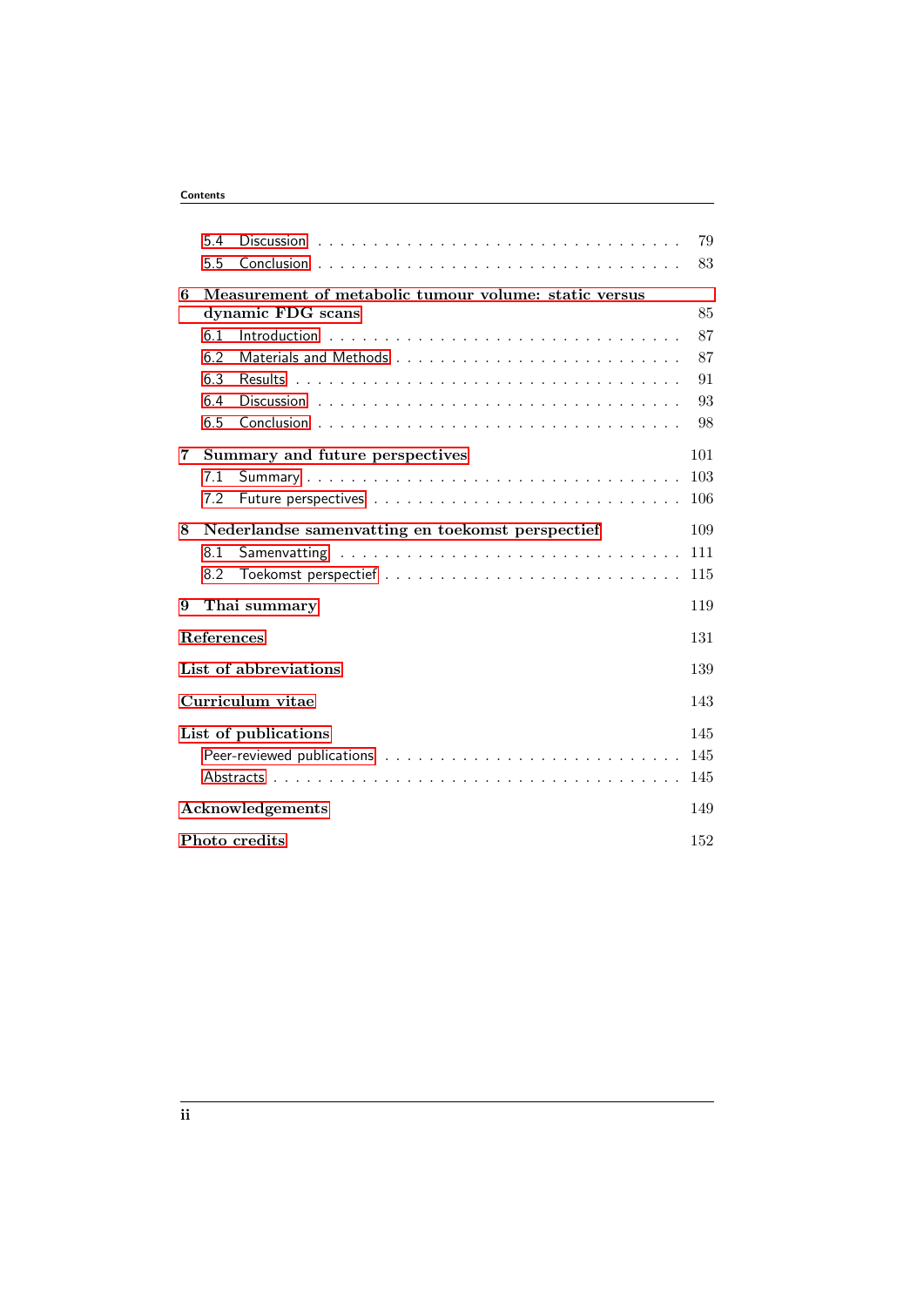5.4 Discussion . . . . . . . . . . . . . . . . . . . . . . . . . . . . . . . 79
5.5 Conclusion . . . . . . . . . . . . . . . . . . . . . . . . . . . . . . . 83

**6 Measurement of metabolic tumour volume: static versus dynamic FDG scans** 85
6.1 Introduction . . . . . . . . . . . . . . . . . . . . . . . . . . . . . . 87
6.2 Materials and Methods . . . . . . . . . . . . . . . . . . . . . . . . 87
6.3 Results . . . . . . . . . . . . . . . . . . . . . . . . . . . . . . . . . 91
6.4 Discussion . . . . . . . . . . . . . . . . . . . . . . . . . . . . . . . 93
6.5 Conclusion . . . . . . . . . . . . . . . . . . . . . . . . . . . . . . . 98

**7 Summary and future perspectives** 101
7.1 Summary . . . . . . . . . . . . . . . . . . . . . . . . . . . . . . . . 103
7.2 Future perspectives . . . . . . . . . . . . . . . . . . . . . . . . . . 106

**8 Nederlandse samenvatting en toekomst perspectief** 109
8.1 Samenvatting . . . . . . . . . . . . . . . . . . . . . . . . . . . . . . 111
8.2 Toekomst perspectief . . . . . . . . . . . . . . . . . . . . . . . . . 115

**9 Thai summary** 119

**References** 131

**List of abbreviations** 139

**Curriculum vitae** 143

**List of publications** 145
Peer-reviewed publications . . . . . . . . . . . . . . . . . . . . . . . . 145
Abstracts . . . . . . . . . . . . . . . . . . . . . . . . . . . . . . . . . . 145

**Acknowledgements** 149

**Photo credits** 152